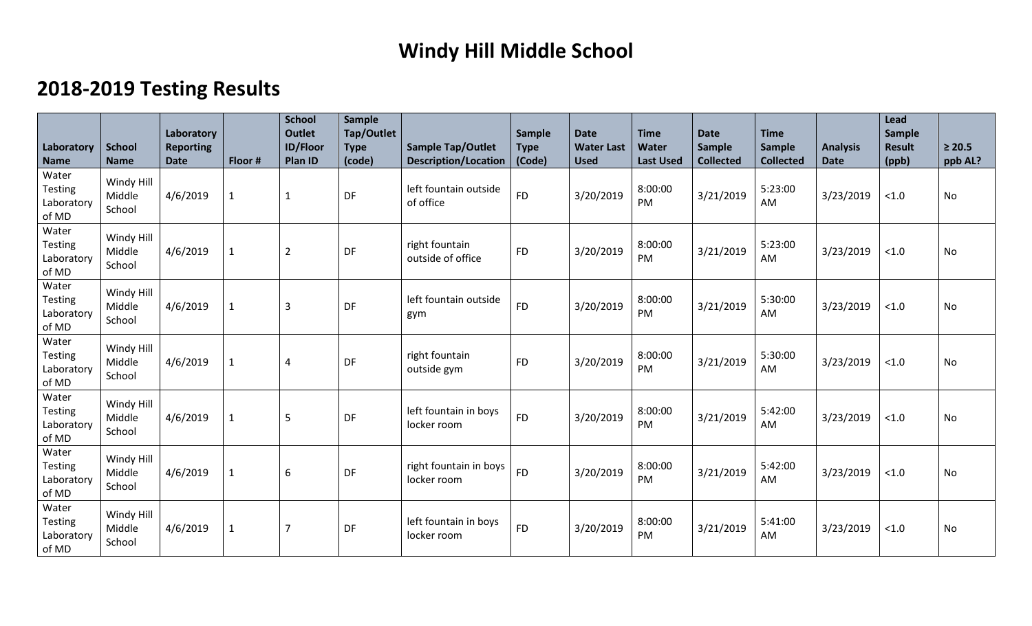# Windy Hill Middle School

## 2018-2019 Testing Results

| Laboratory Name | School Name | Laboratory Reporting Date | Floor # | School Outlet ID/Floor Plan ID | Sample Tap/Outlet Type (code) | Sample Tap/Outlet Description/Location | Sample Type (Code) | Date Water Last Used | Time Water Last Used | Date Sample Collected | Time Sample Collected | Analysis Date | Lead Sample Result (ppb) | ≥ 20.5 ppb AL? |
|---|---|---|---|---|---|---|---|---|---|---|---|---|---|---|
| Water Testing Laboratory of MD | Windy Hill Middle School | 4/6/2019 | 1 | 1 | DF | left fountain outside of office | FD | 3/20/2019 | 8:00:00 PM | 3/21/2019 | 5:23:00 AM | 3/23/2019 | <1.0 | No |
| Water Testing Laboratory of MD | Windy Hill Middle School | 4/6/2019 | 1 | 2 | DF | right fountain outside of office | FD | 3/20/2019 | 8:00:00 PM | 3/21/2019 | 5:23:00 AM | 3/23/2019 | <1.0 | No |
| Water Testing Laboratory of MD | Windy Hill Middle School | 4/6/2019 | 1 | 3 | DF | left fountain outside gym | FD | 3/20/2019 | 8:00:00 PM | 3/21/2019 | 5:30:00 AM | 3/23/2019 | <1.0 | No |
| Water Testing Laboratory of MD | Windy Hill Middle School | 4/6/2019 | 1 | 4 | DF | right fountain outside gym | FD | 3/20/2019 | 8:00:00 PM | 3/21/2019 | 5:30:00 AM | 3/23/2019 | <1.0 | No |
| Water Testing Laboratory of MD | Windy Hill Middle School | 4/6/2019 | 1 | 5 | DF | left fountain in boys locker room | FD | 3/20/2019 | 8:00:00 PM | 3/21/2019 | 5:42:00 AM | 3/23/2019 | <1.0 | No |
| Water Testing Laboratory of MD | Windy Hill Middle School | 4/6/2019 | 1 | 6 | DF | right fountain in boys locker room | FD | 3/20/2019 | 8:00:00 PM | 3/21/2019 | 5:42:00 AM | 3/23/2019 | <1.0 | No |
| Water Testing Laboratory of MD | Windy Hill Middle School | 4/6/2019 | 1 | 7 | DF | left fountain in boys locker room | FD | 3/20/2019 | 8:00:00 PM | 3/21/2019 | 5:41:00 AM | 3/23/2019 | <1.0 | No |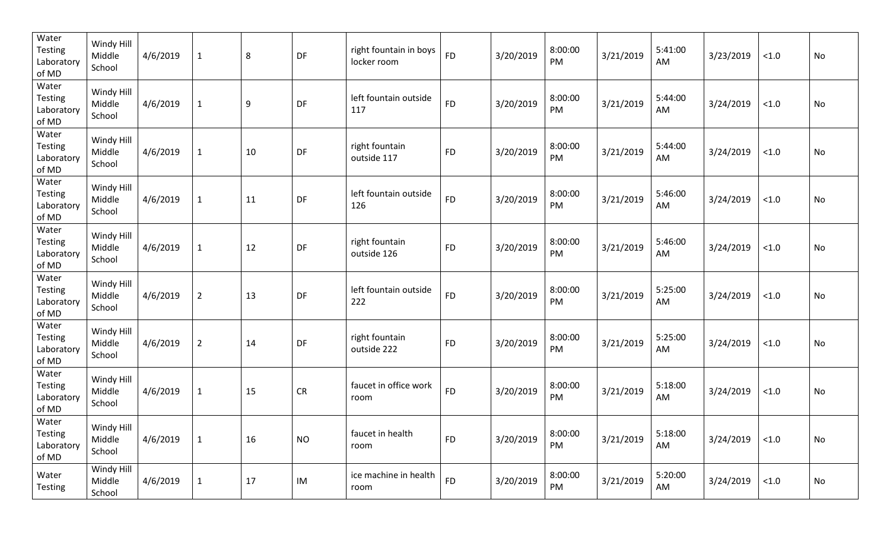| | | | | | | | | | | | | | | |
|---|---|---|---|---|---|---|---|---|---|---|---|---|---|---|
| Water Testing Laboratory of MD | Windy Hill Middle School | 4/6/2019 | 1 | 8 | DF | right fountain in boys locker room | FD | 3/20/2019 | 8:00:00 PM | 3/21/2019 | 5:41:00 AM | 3/23/2019 | <1.0 | No |
| Water Testing Laboratory of MD | Windy Hill Middle School | 4/6/2019 | 1 | 9 | DF | left fountain outside 117 | FD | 3/20/2019 | 8:00:00 PM | 3/21/2019 | 5:44:00 AM | 3/24/2019 | <1.0 | No |
| Water Testing Laboratory of MD | Windy Hill Middle School | 4/6/2019 | 1 | 10 | DF | right fountain outside 117 | FD | 3/20/2019 | 8:00:00 PM | 3/21/2019 | 5:44:00 AM | 3/24/2019 | <1.0 | No |
| Water Testing Laboratory of MD | Windy Hill Middle School | 4/6/2019 | 1 | 11 | DF | left fountain outside 126 | FD | 3/20/2019 | 8:00:00 PM | 3/21/2019 | 5:46:00 AM | 3/24/2019 | <1.0 | No |
| Water Testing Laboratory of MD | Windy Hill Middle School | 4/6/2019 | 1 | 12 | DF | right fountain outside 126 | FD | 3/20/2019 | 8:00:00 PM | 3/21/2019 | 5:46:00 AM | 3/24/2019 | <1.0 | No |
| Water Testing Laboratory of MD | Windy Hill Middle School | 4/6/2019 | 2 | 13 | DF | left fountain outside 222 | FD | 3/20/2019 | 8:00:00 PM | 3/21/2019 | 5:25:00 AM | 3/24/2019 | <1.0 | No |
| Water Testing Laboratory of MD | Windy Hill Middle School | 4/6/2019 | 2 | 14 | DF | right fountain outside 222 | FD | 3/20/2019 | 8:00:00 PM | 3/21/2019 | 5:25:00 AM | 3/24/2019 | <1.0 | No |
| Water Testing Laboratory of MD | Windy Hill Middle School | 4/6/2019 | 1 | 15 | CR | faucet in office work room | FD | 3/20/2019 | 8:00:00 PM | 3/21/2019 | 5:18:00 AM | 3/24/2019 | <1.0 | No |
| Water Testing Laboratory of MD | Windy Hill Middle School | 4/6/2019 | 1 | 16 | NO | faucet in health room | FD | 3/20/2019 | 8:00:00 PM | 3/21/2019 | 5:18:00 AM | 3/24/2019 | <1.0 | No |
| Water Testing | Windy Hill Middle School | 4/6/2019 | 1 | 17 | IM | ice machine in health room | FD | 3/20/2019 | 8:00:00 PM | 3/21/2019 | 5:20:00 AM | 3/24/2019 | <1.0 | No |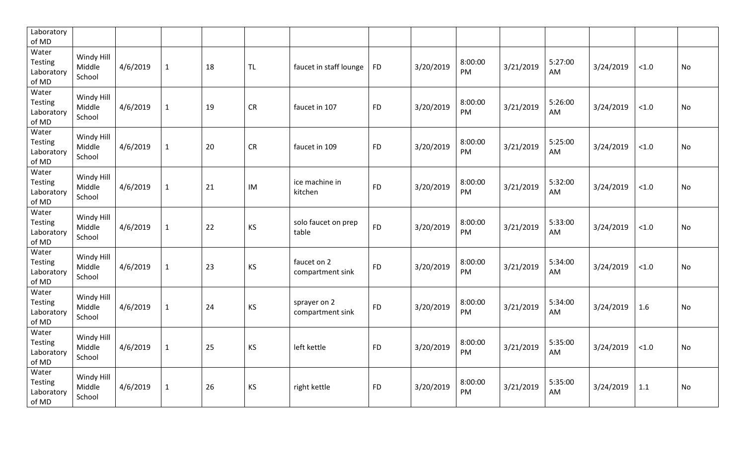| Laboratory of MD | | | | | | | | | | | | | | |
|---|---|---|---|---|---|---|---|---|---|---|---|---|---|---|
| Water Testing Laboratory of MD | Windy Hill Middle School | 4/6/2019 | 1 | 18 | TL | faucet in staff lounge | FD | 3/20/2019 | 8:00:00 PM | 3/21/2019 | 5:27:00 AM | 3/24/2019 | <1.0 | No |
| Water Testing Laboratory of MD | Windy Hill Middle School | 4/6/2019 | 1 | 19 | CR | faucet in 107 | FD | 3/20/2019 | 8:00:00 PM | 3/21/2019 | 5:26:00 AM | 3/24/2019 | <1.0 | No |
| Water Testing Laboratory of MD | Windy Hill Middle School | 4/6/2019 | 1 | 20 | CR | faucet in 109 | FD | 3/20/2019 | 8:00:00 PM | 3/21/2019 | 5:25:00 AM | 3/24/2019 | <1.0 | No |
| Water Testing Laboratory of MD | Windy Hill Middle School | 4/6/2019 | 1 | 21 | IM | ice machine in kitchen | FD | 3/20/2019 | 8:00:00 PM | 3/21/2019 | 5:32:00 AM | 3/24/2019 | <1.0 | No |
| Water Testing Laboratory of MD | Windy Hill Middle School | 4/6/2019 | 1 | 22 | KS | solo faucet on prep table | FD | 3/20/2019 | 8:00:00 PM | 3/21/2019 | 5:33:00 AM | 3/24/2019 | <1.0 | No |
| Water Testing Laboratory of MD | Windy Hill Middle School | 4/6/2019 | 1 | 23 | KS | faucet on 2 compartment sink | FD | 3/20/2019 | 8:00:00 PM | 3/21/2019 | 5:34:00 AM | 3/24/2019 | <1.0 | No |
| Water Testing Laboratory of MD | Windy Hill Middle School | 4/6/2019 | 1 | 24 | KS | sprayer on 2 compartment sink | FD | 3/20/2019 | 8:00:00 PM | 3/21/2019 | 5:34:00 AM | 3/24/2019 | 1.6 | No |
| Water Testing Laboratory of MD | Windy Hill Middle School | 4/6/2019 | 1 | 25 | KS | left kettle | FD | 3/20/2019 | 8:00:00 PM | 3/21/2019 | 5:35:00 AM | 3/24/2019 | <1.0 | No |
| Water Testing Laboratory of MD | Windy Hill Middle School | 4/6/2019 | 1 | 26 | KS | right kettle | FD | 3/20/2019 | 8:00:00 PM | 3/21/2019 | 5:35:00 AM | 3/24/2019 | 1.1 | No |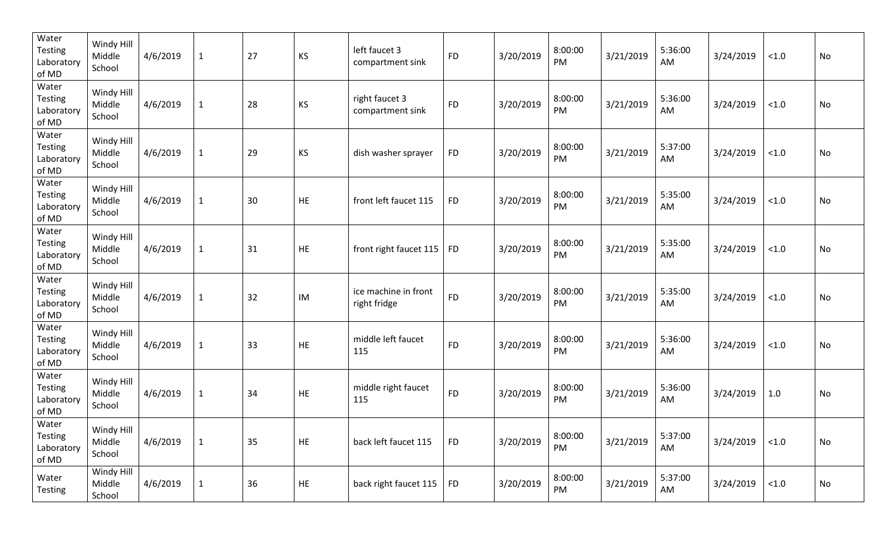| Water Testing Laboratory of MD | Windy Hill Middle School | 4/6/2019 | 1 | 27 | KS | left faucet 3 compartment sink | FD | 3/20/2019 | 8:00:00 PM | 3/21/2019 | 5:36:00 AM | 3/24/2019 | <1.0 | No |
|---|---|---|---|---|---|---|---|---|---|---|---|---|---|---|
| Water Testing Laboratory of MD | Windy Hill Middle School | 4/6/2019 | 1 | 28 | KS | right faucet 3 compartment sink | FD | 3/20/2019 | 8:00:00 PM | 3/21/2019 | 5:36:00 AM | 3/24/2019 | <1.0 | No |
| Water Testing Laboratory of MD | Windy Hill Middle School | 4/6/2019 | 1 | 29 | KS | dish washer sprayer | FD | 3/20/2019 | 8:00:00 PM | 3/21/2019 | 5:37:00 AM | 3/24/2019 | <1.0 | No |
| Water Testing Laboratory of MD | Windy Hill Middle School | 4/6/2019 | 1 | 30 | HE | front left faucet 115 | FD | 3/20/2019 | 8:00:00 PM | 3/21/2019 | 5:35:00 AM | 3/24/2019 | <1.0 | No |
| Water Testing Laboratory of MD | Windy Hill Middle School | 4/6/2019 | 1 | 31 | HE | front right faucet 115 | FD | 3/20/2019 | 8:00:00 PM | 3/21/2019 | 5:35:00 AM | 3/24/2019 | <1.0 | No |
| Water Testing Laboratory of MD | Windy Hill Middle School | 4/6/2019 | 1 | 32 | IM | ice machine in front right fridge | FD | 3/20/2019 | 8:00:00 PM | 3/21/2019 | 5:35:00 AM | 3/24/2019 | <1.0 | No |
| Water Testing Laboratory of MD | Windy Hill Middle School | 4/6/2019 | 1 | 33 | HE | middle left faucet 115 | FD | 3/20/2019 | 8:00:00 PM | 3/21/2019 | 5:36:00 AM | 3/24/2019 | <1.0 | No |
| Water Testing Laboratory of MD | Windy Hill Middle School | 4/6/2019 | 1 | 34 | HE | middle right faucet 115 | FD | 3/20/2019 | 8:00:00 PM | 3/21/2019 | 5:36:00 AM | 3/24/2019 | 1.0 | No |
| Water Testing Laboratory of MD | Windy Hill Middle School | 4/6/2019 | 1 | 35 | HE | back left faucet 115 | FD | 3/20/2019 | 8:00:00 PM | 3/21/2019 | 5:37:00 AM | 3/24/2019 | <1.0 | No |
| Water Testing | Windy Hill Middle School | 4/6/2019 | 1 | 36 | HE | back right faucet 115 | FD | 3/20/2019 | 8:00:00 PM | 3/21/2019 | 5:37:00 AM | 3/24/2019 | <1.0 | No |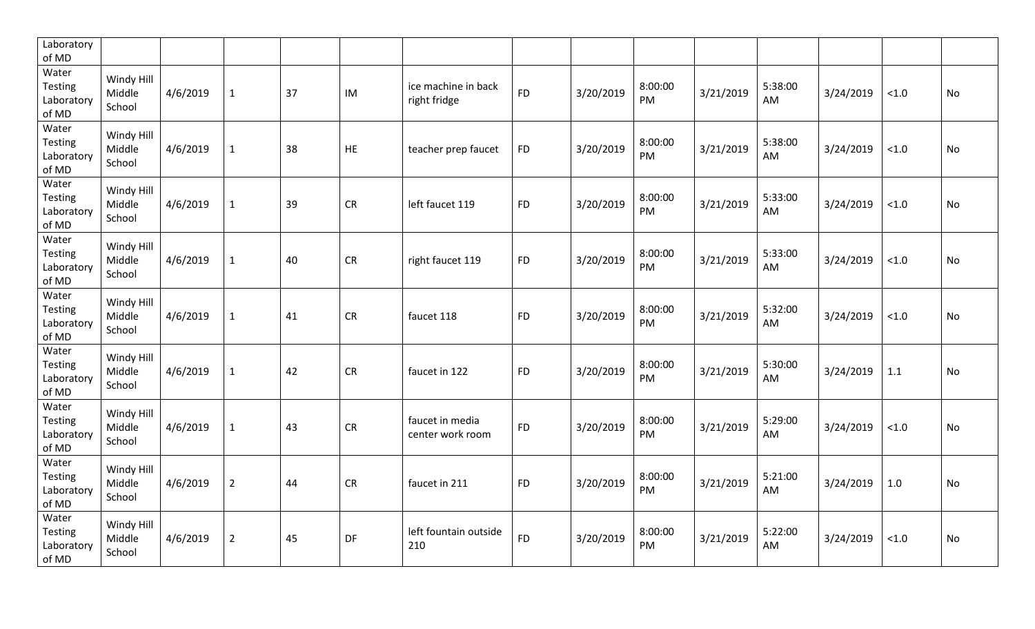| | | | | | | | | | | | | | | |
|---|---|---|---|---|---|---|---|---|---|---|---|---|---|---|
| Laboratory of MD | | | | | | | | | | | | | | |
| Water Testing Laboratory of MD | Windy Hill Middle School | 4/6/2019 | 1 | 37 | IM | ice machine in back right fridge | FD | 3/20/2019 | 8:00:00 PM | 3/21/2019 | 5:38:00 AM | 3/24/2019 | <1.0 | No |
| Water Testing Laboratory of MD | Windy Hill Middle School | 4/6/2019 | 1 | 38 | HE | teacher prep faucet | FD | 3/20/2019 | 8:00:00 PM | 3/21/2019 | 5:38:00 AM | 3/24/2019 | <1.0 | No |
| Water Testing Laboratory of MD | Windy Hill Middle School | 4/6/2019 | 1 | 39 | CR | left faucet 119 | FD | 3/20/2019 | 8:00:00 PM | 3/21/2019 | 5:33:00 AM | 3/24/2019 | <1.0 | No |
| Water Testing Laboratory of MD | Windy Hill Middle School | 4/6/2019 | 1 | 40 | CR | right faucet 119 | FD | 3/20/2019 | 8:00:00 PM | 3/21/2019 | 5:33:00 AM | 3/24/2019 | <1.0 | No |
| Water Testing Laboratory of MD | Windy Hill Middle School | 4/6/2019 | 1 | 41 | CR | faucet 118 | FD | 3/20/2019 | 8:00:00 PM | 3/21/2019 | 5:32:00 AM | 3/24/2019 | <1.0 | No |
| Water Testing Laboratory of MD | Windy Hill Middle School | 4/6/2019 | 1 | 42 | CR | faucet in 122 | FD | 3/20/2019 | 8:00:00 PM | 3/21/2019 | 5:30:00 AM | 3/24/2019 | 1.1 | No |
| Water Testing Laboratory of MD | Windy Hill Middle School | 4/6/2019 | 1 | 43 | CR | faucet in media center work room | FD | 3/20/2019 | 8:00:00 PM | 3/21/2019 | 5:29:00 AM | 3/24/2019 | <1.0 | No |
| Water Testing Laboratory of MD | Windy Hill Middle School | 4/6/2019 | 2 | 44 | CR | faucet in 211 | FD | 3/20/2019 | 8:00:00 PM | 3/21/2019 | 5:21:00 AM | 3/24/2019 | 1.0 | No |
| Water Testing Laboratory of MD | Windy Hill Middle School | 4/6/2019 | 2 | 45 | DF | left fountain outside 210 | FD | 3/20/2019 | 8:00:00 PM | 3/21/2019 | 5:22:00 AM | 3/24/2019 | <1.0 | No |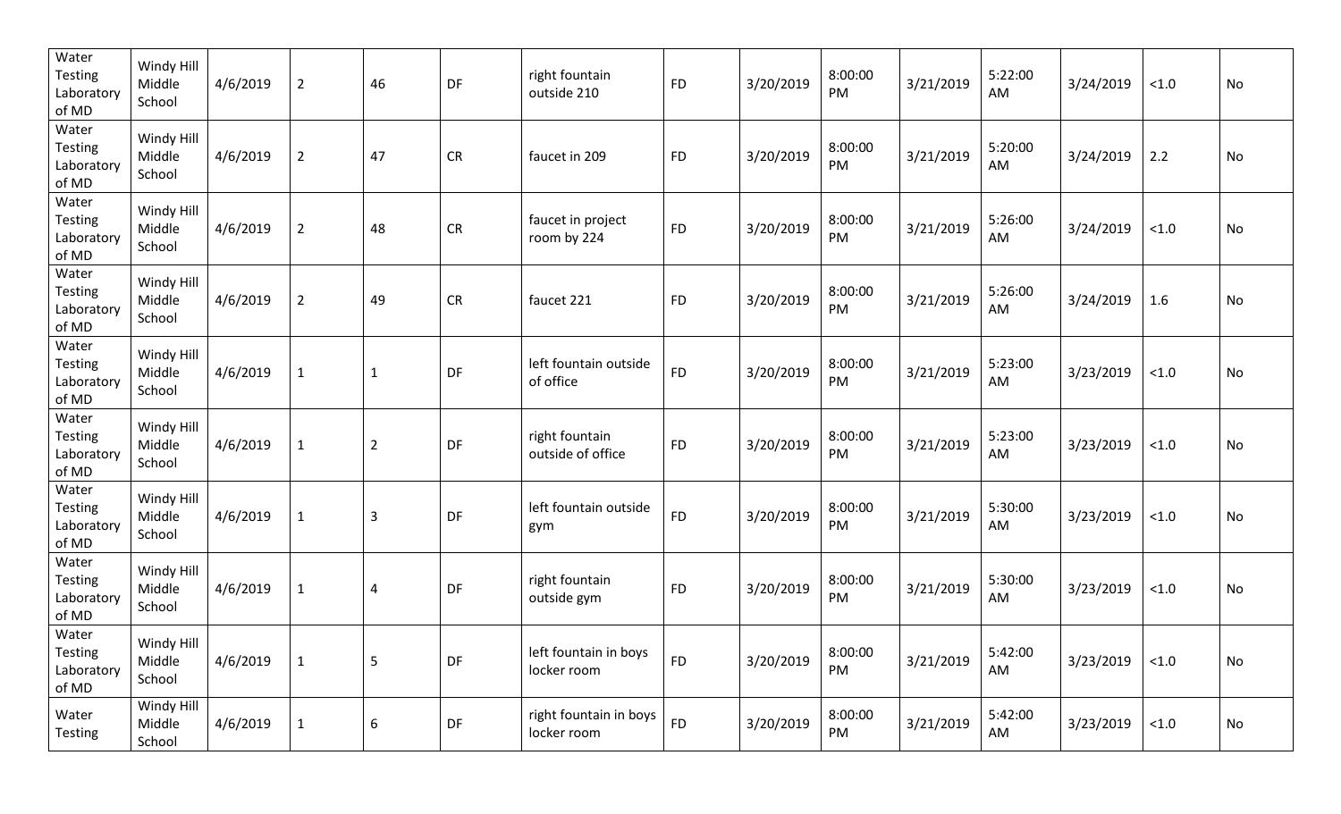| | | | | | | | | | | | | | | |
|---|---|---|---|---|---|---|---|---|---|---|---|---|---|---|
| Water Testing Laboratory of MD | Windy Hill Middle School | 4/6/2019 | 2 | 46 | DF | right fountain outside 210 | FD | 3/20/2019 | 8:00:00 PM | 3/21/2019 | 5:22:00 AM | 3/24/2019 | <1.0 | No |
| Water Testing Laboratory of MD | Windy Hill Middle School | 4/6/2019 | 2 | 47 | CR | faucet in 209 | FD | 3/20/2019 | 8:00:00 PM | 3/21/2019 | 5:20:00 AM | 3/24/2019 | 2.2 | No |
| Water Testing Laboratory of MD | Windy Hill Middle School | 4/6/2019 | 2 | 48 | CR | faucet in project room by 224 | FD | 3/20/2019 | 8:00:00 PM | 3/21/2019 | 5:26:00 AM | 3/24/2019 | <1.0 | No |
| Water Testing Laboratory of MD | Windy Hill Middle School | 4/6/2019 | 2 | 49 | CR | faucet 221 | FD | 3/20/2019 | 8:00:00 PM | 3/21/2019 | 5:26:00 AM | 3/24/2019 | 1.6 | No |
| Water Testing Laboratory of MD | Windy Hill Middle School | 4/6/2019 | 1 | 1 | DF | left fountain outside of office | FD | 3/20/2019 | 8:00:00 PM | 3/21/2019 | 5:23:00 AM | 3/23/2019 | <1.0 | No |
| Water Testing Laboratory of MD | Windy Hill Middle School | 4/6/2019 | 1 | 2 | DF | right fountain outside of office | FD | 3/20/2019 | 8:00:00 PM | 3/21/2019 | 5:23:00 AM | 3/23/2019 | <1.0 | No |
| Water Testing Laboratory of MD | Windy Hill Middle School | 4/6/2019 | 1 | 3 | DF | left fountain outside gym | FD | 3/20/2019 | 8:00:00 PM | 3/21/2019 | 5:30:00 AM | 3/23/2019 | <1.0 | No |
| Water Testing Laboratory of MD | Windy Hill Middle School | 4/6/2019 | 1 | 4 | DF | right fountain outside gym | FD | 3/20/2019 | 8:00:00 PM | 3/21/2019 | 5:30:00 AM | 3/23/2019 | <1.0 | No |
| Water Testing Laboratory of MD | Windy Hill Middle School | 4/6/2019 | 1 | 5 | DF | left fountain in boys locker room | FD | 3/20/2019 | 8:00:00 PM | 3/21/2019 | 5:42:00 AM | 3/23/2019 | <1.0 | No |
| Water Testing | Windy Hill Middle School | 4/6/2019 | 1 | 6 | DF | right fountain in boys locker room | FD | 3/20/2019 | 8:00:00 PM | 3/21/2019 | 5:42:00 AM | 3/23/2019 | <1.0 | No |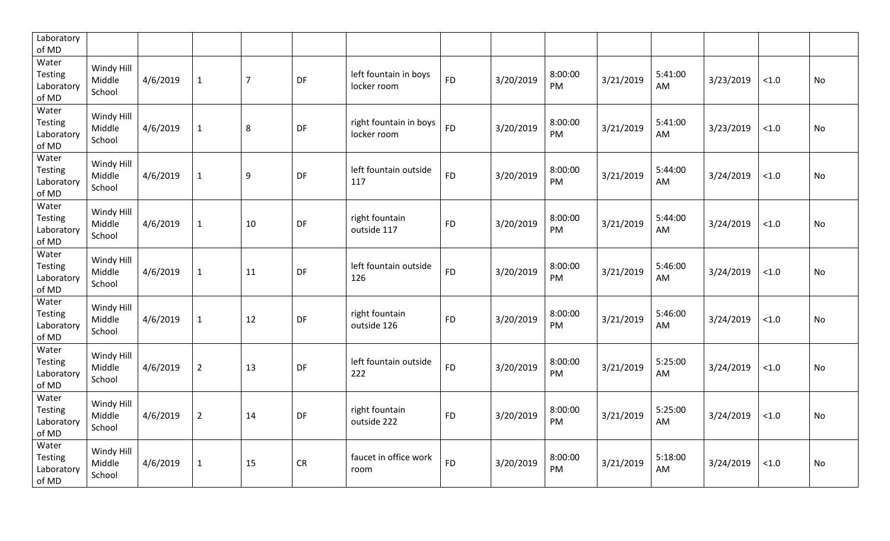| Laboratory of MD | | | | | | | | | | | | | | |
|---|---|---|---|---|---|---|---|---|---|---|---|---|---|---|
| Water Testing Laboratory of MD | Windy Hill Middle School | 4/6/2019 | 1 | 7 | DF | left fountain in boys locker room | FD | 3/20/2019 | 8:00:00 PM | 3/21/2019 | 5:41:00 AM | 3/23/2019 | <1.0 | No |
| Water Testing Laboratory of MD | Windy Hill Middle School | 4/6/2019 | 1 | 8 | DF | right fountain in boys locker room | FD | 3/20/2019 | 8:00:00 PM | 3/21/2019 | 5:41:00 AM | 3/23/2019 | <1.0 | No |
| Water Testing Laboratory of MD | Windy Hill Middle School | 4/6/2019 | 1 | 9 | DF | left fountain outside 117 | FD | 3/20/2019 | 8:00:00 PM | 3/21/2019 | 5:44:00 AM | 3/24/2019 | <1.0 | No |
| Water Testing Laboratory of MD | Windy Hill Middle School | 4/6/2019 | 1 | 10 | DF | right fountain outside 117 | FD | 3/20/2019 | 8:00:00 PM | 3/21/2019 | 5:44:00 AM | 3/24/2019 | <1.0 | No |
| Water Testing Laboratory of MD | Windy Hill Middle School | 4/6/2019 | 1 | 11 | DF | left fountain outside 126 | FD | 3/20/2019 | 8:00:00 PM | 3/21/2019 | 5:46:00 AM | 3/24/2019 | <1.0 | No |
| Water Testing Laboratory of MD | Windy Hill Middle School | 4/6/2019 | 1 | 12 | DF | right fountain outside 126 | FD | 3/20/2019 | 8:00:00 PM | 3/21/2019 | 5:46:00 AM | 3/24/2019 | <1.0 | No |
| Water Testing Laboratory of MD | Windy Hill Middle School | 4/6/2019 | 2 | 13 | DF | left fountain outside 222 | FD | 3/20/2019 | 8:00:00 PM | 3/21/2019 | 5:25:00 AM | 3/24/2019 | <1.0 | No |
| Water Testing Laboratory of MD | Windy Hill Middle School | 4/6/2019 | 2 | 14 | DF | right fountain outside 222 | FD | 3/20/2019 | 8:00:00 PM | 3/21/2019 | 5:25:00 AM | 3/24/2019 | <1.0 | No |
| Water Testing Laboratory of MD | Windy Hill Middle School | 4/6/2019 | 1 | 15 | CR | faucet in office work room | FD | 3/20/2019 | 8:00:00 PM | 3/21/2019 | 5:18:00 AM | 3/24/2019 | <1.0 | No |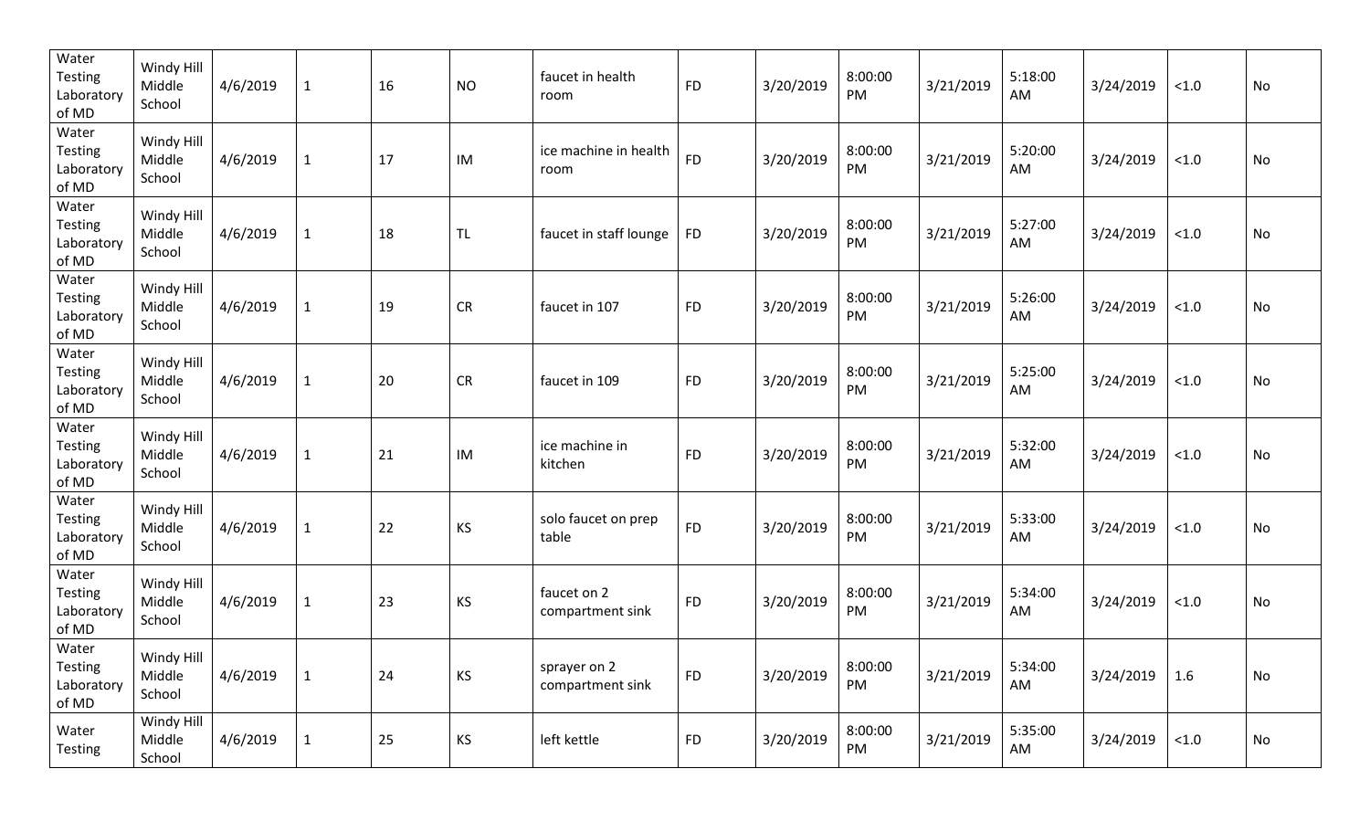| | | | | | | | | | | | | | | |
|---|---|---|---|---|---|---|---|---|---|---|---|---|---|---|
| Water Testing Laboratory of MD | Windy Hill Middle School | 4/6/2019 | 1 | 16 | NO | faucet in health room | FD | 3/20/2019 | 8:00:00 PM | 3/21/2019 | 5:18:00 AM | 3/24/2019 | <1.0 | No |
| Water Testing Laboratory of MD | Windy Hill Middle School | 4/6/2019 | 1 | 17 | IM | ice machine in health room | FD | 3/20/2019 | 8:00:00 PM | 3/21/2019 | 5:20:00 AM | 3/24/2019 | <1.0 | No |
| Water Testing Laboratory of MD | Windy Hill Middle School | 4/6/2019 | 1 | 18 | TL | faucet in staff lounge | FD | 3/20/2019 | 8:00:00 PM | 3/21/2019 | 5:27:00 AM | 3/24/2019 | <1.0 | No |
| Water Testing Laboratory of MD | Windy Hill Middle School | 4/6/2019 | 1 | 19 | CR | faucet in 107 | FD | 3/20/2019 | 8:00:00 PM | 3/21/2019 | 5:26:00 AM | 3/24/2019 | <1.0 | No |
| Water Testing Laboratory of MD | Windy Hill Middle School | 4/6/2019 | 1 | 20 | CR | faucet in 109 | FD | 3/20/2019 | 8:00:00 PM | 3/21/2019 | 5:25:00 AM | 3/24/2019 | <1.0 | No |
| Water Testing Laboratory of MD | Windy Hill Middle School | 4/6/2019 | 1 | 21 | IM | ice machine in kitchen | FD | 3/20/2019 | 8:00:00 PM | 3/21/2019 | 5:32:00 AM | 3/24/2019 | <1.0 | No |
| Water Testing Laboratory of MD | Windy Hill Middle School | 4/6/2019 | 1 | 22 | KS | solo faucet on prep table | FD | 3/20/2019 | 8:00:00 PM | 3/21/2019 | 5:33:00 AM | 3/24/2019 | <1.0 | No |
| Water Testing Laboratory of MD | Windy Hill Middle School | 4/6/2019 | 1 | 23 | KS | faucet on 2 compartment sink | FD | 3/20/2019 | 8:00:00 PM | 3/21/2019 | 5:34:00 AM | 3/24/2019 | <1.0 | No |
| Water Testing Laboratory of MD | Windy Hill Middle School | 4/6/2019 | 1 | 24 | KS | sprayer on 2 compartment sink | FD | 3/20/2019 | 8:00:00 PM | 3/21/2019 | 5:34:00 AM | 3/24/2019 | 1.6 | No |
| Water Testing | Windy Hill Middle School | 4/6/2019 | 1 | 25 | KS | left kettle | FD | 3/20/2019 | 8:00:00 PM | 3/21/2019 | 5:35:00 AM | 3/24/2019 | <1.0 | No |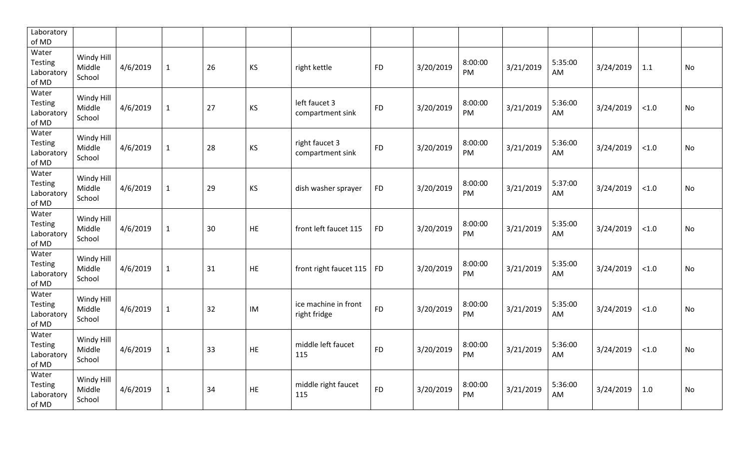| | | | | | | | | | | | | | | |
|---|---|---|---|---|---|---|---|---|---|---|---|---|---|---|
| Laboratory of MD | | | | | | | | | | | | | | |
| Water Testing Laboratory of MD | Windy Hill Middle School | 4/6/2019 | 1 | 26 | KS | right kettle | FD | 3/20/2019 | 8:00:00 PM | 3/21/2019 | 5:35:00 AM | 3/24/2019 | 1.1 | No |
| Water Testing Laboratory of MD | Windy Hill Middle School | 4/6/2019 | 1 | 27 | KS | left faucet 3 compartment sink | FD | 3/20/2019 | 8:00:00 PM | 3/21/2019 | 5:36:00 AM | 3/24/2019 | <1.0 | No |
| Water Testing Laboratory of MD | Windy Hill Middle School | 4/6/2019 | 1 | 28 | KS | right faucet 3 compartment sink | FD | 3/20/2019 | 8:00:00 PM | 3/21/2019 | 5:36:00 AM | 3/24/2019 | <1.0 | No |
| Water Testing Laboratory of MD | Windy Hill Middle School | 4/6/2019 | 1 | 29 | KS | dish washer sprayer | FD | 3/20/2019 | 8:00:00 PM | 3/21/2019 | 5:37:00 AM | 3/24/2019 | <1.0 | No |
| Water Testing Laboratory of MD | Windy Hill Middle School | 4/6/2019 | 1 | 30 | HE | front left faucet 115 | FD | 3/20/2019 | 8:00:00 PM | 3/21/2019 | 5:35:00 AM | 3/24/2019 | <1.0 | No |
| Water Testing Laboratory of MD | Windy Hill Middle School | 4/6/2019 | 1 | 31 | HE | front right faucet 115 | FD | 3/20/2019 | 8:00:00 PM | 3/21/2019 | 5:35:00 AM | 3/24/2019 | <1.0 | No |
| Water Testing Laboratory of MD | Windy Hill Middle School | 4/6/2019 | 1 | 32 | IM | ice machine in front right fridge | FD | 3/20/2019 | 8:00:00 PM | 3/21/2019 | 5:35:00 AM | 3/24/2019 | <1.0 | No |
| Water Testing Laboratory of MD | Windy Hill Middle School | 4/6/2019 | 1 | 33 | HE | middle left faucet 115 | FD | 3/20/2019 | 8:00:00 PM | 3/21/2019 | 5:36:00 AM | 3/24/2019 | <1.0 | No |
| Water Testing Laboratory of MD | Windy Hill Middle School | 4/6/2019 | 1 | 34 | HE | middle right faucet 115 | FD | 3/20/2019 | 8:00:00 PM | 3/21/2019 | 5:36:00 AM | 3/24/2019 | 1.0 | No |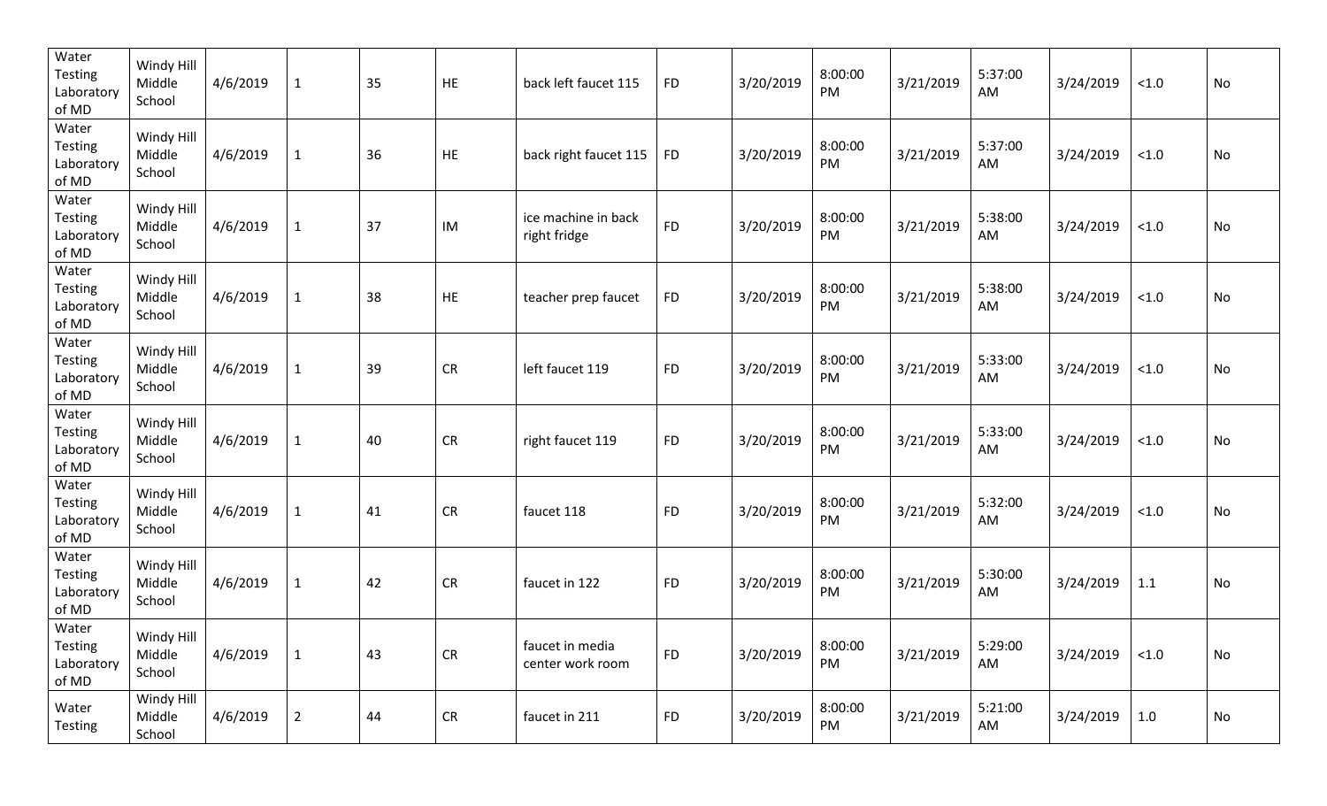| | | | | | | | | | | | | | | |
|---|---|---|---|---|---|---|---|---|---|---|---|---|---|---|
| Water Testing Laboratory of MD | Windy Hill Middle School | 4/6/2019 | 1 | 35 | HE | back left faucet 115 | FD | 3/20/2019 | 8:00:00 PM | 3/21/2019 | 5:37:00 AM | 3/24/2019 | <1.0 | No |
| Water Testing Laboratory of MD | Windy Hill Middle School | 4/6/2019 | 1 | 36 | HE | back right faucet 115 | FD | 3/20/2019 | 8:00:00 PM | 3/21/2019 | 5:37:00 AM | 3/24/2019 | <1.0 | No |
| Water Testing Laboratory of MD | Windy Hill Middle School | 4/6/2019 | 1 | 37 | IM | ice machine in back right fridge | FD | 3/20/2019 | 8:00:00 PM | 3/21/2019 | 5:38:00 AM | 3/24/2019 | <1.0 | No |
| Water Testing Laboratory of MD | Windy Hill Middle School | 4/6/2019 | 1 | 38 | HE | teacher prep faucet | FD | 3/20/2019 | 8:00:00 PM | 3/21/2019 | 5:38:00 AM | 3/24/2019 | <1.0 | No |
| Water Testing Laboratory of MD | Windy Hill Middle School | 4/6/2019 | 1 | 39 | CR | left faucet 119 | FD | 3/20/2019 | 8:00:00 PM | 3/21/2019 | 5:33:00 AM | 3/24/2019 | <1.0 | No |
| Water Testing Laboratory of MD | Windy Hill Middle School | 4/6/2019 | 1 | 40 | CR | right faucet 119 | FD | 3/20/2019 | 8:00:00 PM | 3/21/2019 | 5:33:00 AM | 3/24/2019 | <1.0 | No |
| Water Testing Laboratory of MD | Windy Hill Middle School | 4/6/2019 | 1 | 41 | CR | faucet 118 | FD | 3/20/2019 | 8:00:00 PM | 3/21/2019 | 5:32:00 AM | 3/24/2019 | <1.0 | No |
| Water Testing Laboratory of MD | Windy Hill Middle School | 4/6/2019 | 1 | 42 | CR | faucet in 122 | FD | 3/20/2019 | 8:00:00 PM | 3/21/2019 | 5:30:00 AM | 3/24/2019 | 1.1 | No |
| Water Testing Laboratory of MD | Windy Hill Middle School | 4/6/2019 | 1 | 43 | CR | faucet in media center work room | FD | 3/20/2019 | 8:00:00 PM | 3/21/2019 | 5:29:00 AM | 3/24/2019 | <1.0 | No |
| Water Testing | Windy Hill Middle School | 4/6/2019 | 2 | 44 | CR | faucet in 211 | FD | 3/20/2019 | 8:00:00 PM | 3/21/2019 | 5:21:00 AM | 3/24/2019 | 1.0 | No |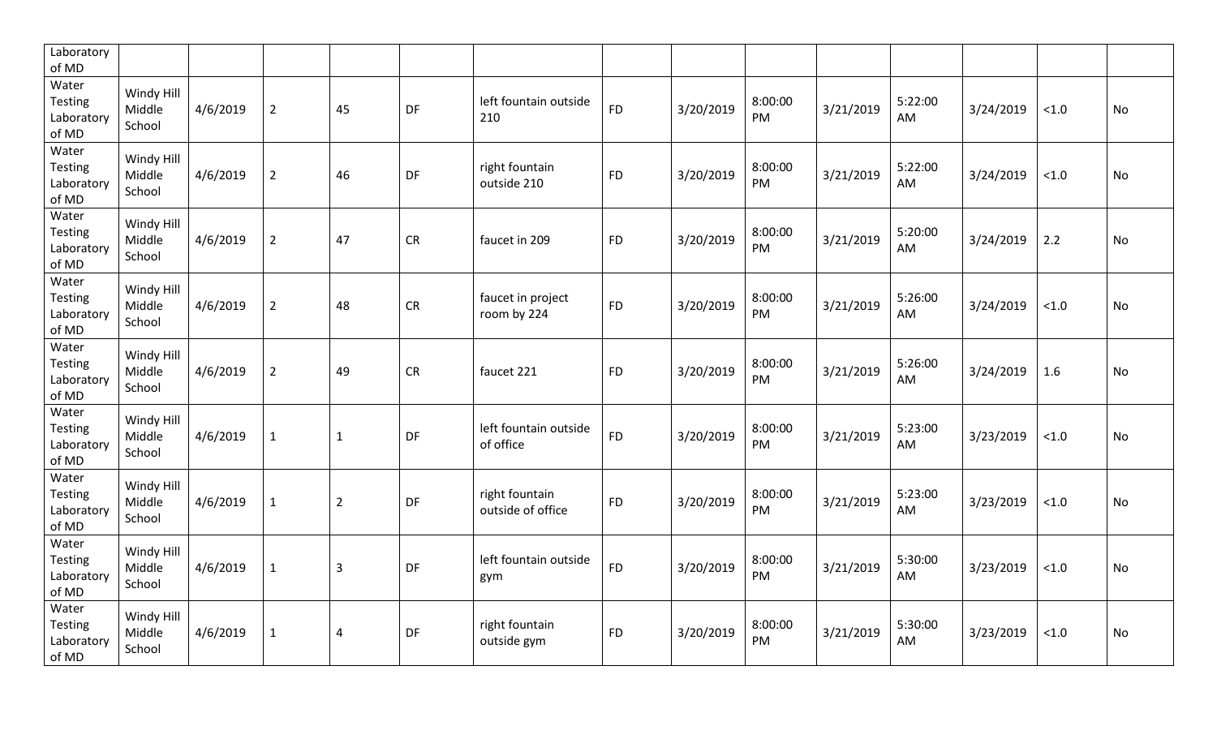| | | | | | | | | | | | | | | |
|---|---|---|---|---|---|---|---|---|---|---|---|---|---|---|
| Laboratory of MD | | | | | | | | | | | | | | |
| Water Testing Laboratory of MD | Windy Hill Middle School | 4/6/2019 | 2 | 45 | DF | left fountain outside 210 | FD | 3/20/2019 | 8:00:00 PM | 3/21/2019 | 5:22:00 AM | 3/24/2019 | <1.0 | No |
| Water Testing Laboratory of MD | Windy Hill Middle School | 4/6/2019 | 2 | 46 | DF | right fountain outside 210 | FD | 3/20/2019 | 8:00:00 PM | 3/21/2019 | 5:22:00 AM | 3/24/2019 | <1.0 | No |
| Water Testing Laboratory of MD | Windy Hill Middle School | 4/6/2019 | 2 | 47 | CR | faucet in 209 | FD | 3/20/2019 | 8:00:00 PM | 3/21/2019 | 5:20:00 AM | 3/24/2019 | 2.2 | No |
| Water Testing Laboratory of MD | Windy Hill Middle School | 4/6/2019 | 2 | 48 | CR | faucet in project room by 224 | FD | 3/20/2019 | 8:00:00 PM | 3/21/2019 | 5:26:00 AM | 3/24/2019 | <1.0 | No |
| Water Testing Laboratory of MD | Windy Hill Middle School | 4/6/2019 | 2 | 49 | CR | faucet 221 | FD | 3/20/2019 | 8:00:00 PM | 3/21/2019 | 5:26:00 AM | 3/24/2019 | 1.6 | No |
| Water Testing Laboratory of MD | Windy Hill Middle School | 4/6/2019 | 1 | 1 | DF | left fountain outside of office | FD | 3/20/2019 | 8:00:00 PM | 3/21/2019 | 5:23:00 AM | 3/23/2019 | <1.0 | No |
| Water Testing Laboratory of MD | Windy Hill Middle School | 4/6/2019 | 1 | 2 | DF | right fountain outside of office | FD | 3/20/2019 | 8:00:00 PM | 3/21/2019 | 5:23:00 AM | 3/23/2019 | <1.0 | No |
| Water Testing Laboratory of MD | Windy Hill Middle School | 4/6/2019 | 1 | 3 | DF | left fountain outside gym | FD | 3/20/2019 | 8:00:00 PM | 3/21/2019 | 5:30:00 AM | 3/23/2019 | <1.0 | No |
| Water Testing Laboratory of MD | Windy Hill Middle School | 4/6/2019 | 1 | 4 | DF | right fountain outside gym | FD | 3/20/2019 | 8:00:00 PM | 3/21/2019 | 5:30:00 AM | 3/23/2019 | <1.0 | No |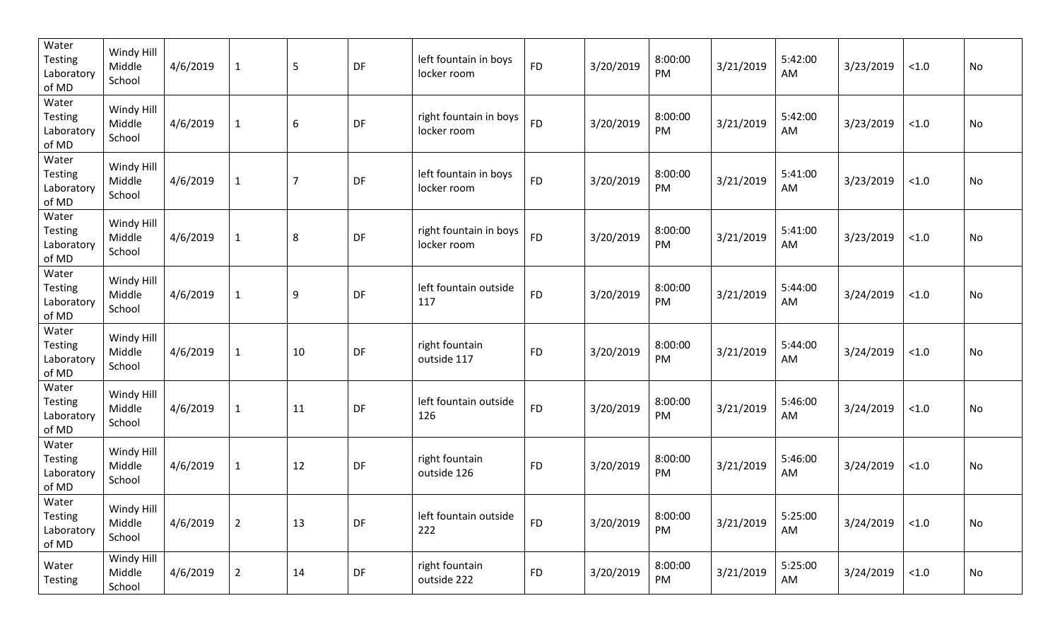| | | | | | | | | | | | | | | |
|---|---|---|---|---|---|---|---|---|---|---|---|---|---|---|
| Water Testing Laboratory of MD | Windy Hill Middle School | 4/6/2019 | 1 | 5 | DF | left fountain in boys locker room | FD | 3/20/2019 | 8:00:00 PM | 3/21/2019 | 5:42:00 AM | 3/23/2019 | <1.0 | No |
| Water Testing Laboratory of MD | Windy Hill Middle School | 4/6/2019 | 1 | 6 | DF | right fountain in boys locker room | FD | 3/20/2019 | 8:00:00 PM | 3/21/2019 | 5:42:00 AM | 3/23/2019 | <1.0 | No |
| Water Testing Laboratory of MD | Windy Hill Middle School | 4/6/2019 | 1 | 7 | DF | left fountain in boys locker room | FD | 3/20/2019 | 8:00:00 PM | 3/21/2019 | 5:41:00 AM | 3/23/2019 | <1.0 | No |
| Water Testing Laboratory of MD | Windy Hill Middle School | 4/6/2019 | 1 | 8 | DF | right fountain in boys locker room | FD | 3/20/2019 | 8:00:00 PM | 3/21/2019 | 5:41:00 AM | 3/23/2019 | <1.0 | No |
| Water Testing Laboratory of MD | Windy Hill Middle School | 4/6/2019 | 1 | 9 | DF | left fountain outside 117 | FD | 3/20/2019 | 8:00:00 PM | 3/21/2019 | 5:44:00 AM | 3/24/2019 | <1.0 | No |
| Water Testing Laboratory of MD | Windy Hill Middle School | 4/6/2019 | 1 | 10 | DF | right fountain outside 117 | FD | 3/20/2019 | 8:00:00 PM | 3/21/2019 | 5:44:00 AM | 3/24/2019 | <1.0 | No |
| Water Testing Laboratory of MD | Windy Hill Middle School | 4/6/2019 | 1 | 11 | DF | left fountain outside 126 | FD | 3/20/2019 | 8:00:00 PM | 3/21/2019 | 5:46:00 AM | 3/24/2019 | <1.0 | No |
| Water Testing Laboratory of MD | Windy Hill Middle School | 4/6/2019 | 1 | 12 | DF | right fountain outside 126 | FD | 3/20/2019 | 8:00:00 PM | 3/21/2019 | 5:46:00 AM | 3/24/2019 | <1.0 | No |
| Water Testing Laboratory of MD | Windy Hill Middle School | 4/6/2019 | 2 | 13 | DF | left fountain outside 222 | FD | 3/20/2019 | 8:00:00 PM | 3/21/2019 | 5:25:00 AM | 3/24/2019 | <1.0 | No |
| Water Testing | Windy Hill Middle School | 4/6/2019 | 2 | 14 | DF | right fountain outside 222 | FD | 3/20/2019 | 8:00:00 PM | 3/21/2019 | 5:25:00 AM | 3/24/2019 | <1.0 | No |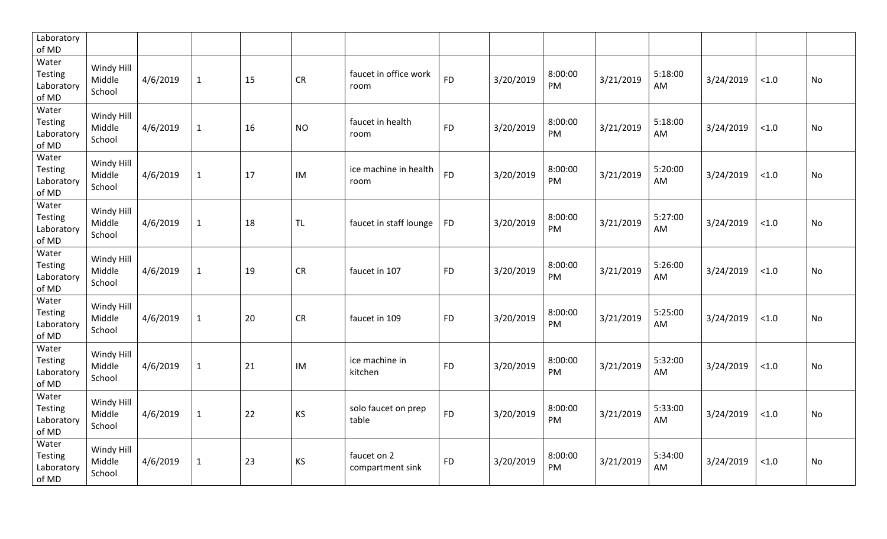| | | | | | | | | | | | | | | |
|---|---|---|---|---|---|---|---|---|---|---|---|---|---|---|
| Laboratory of MD | | | | | | | | | | | | | | |
| Water Testing Laboratory of MD | Windy Hill Middle School | 4/6/2019 | 1 | 15 | CR | faucet in office work room | FD | 3/20/2019 | 8:00:00 PM | 3/21/2019 | 5:18:00 AM | 3/24/2019 | <1.0 | No |
| Water Testing Laboratory of MD | Windy Hill Middle School | 4/6/2019 | 1 | 16 | NO | faucet in health room | FD | 3/20/2019 | 8:00:00 PM | 3/21/2019 | 5:18:00 AM | 3/24/2019 | <1.0 | No |
| Water Testing Laboratory of MD | Windy Hill Middle School | 4/6/2019 | 1 | 17 | IM | ice machine in health room | FD | 3/20/2019 | 8:00:00 PM | 3/21/2019 | 5:20:00 AM | 3/24/2019 | <1.0 | No |
| Water Testing Laboratory of MD | Windy Hill Middle School | 4/6/2019 | 1 | 18 | TL | faucet in staff lounge | FD | 3/20/2019 | 8:00:00 PM | 3/21/2019 | 5:27:00 AM | 3/24/2019 | <1.0 | No |
| Water Testing Laboratory of MD | Windy Hill Middle School | 4/6/2019 | 1 | 19 | CR | faucet in 107 | FD | 3/20/2019 | 8:00:00 PM | 3/21/2019 | 5:26:00 AM | 3/24/2019 | <1.0 | No |
| Water Testing Laboratory of MD | Windy Hill Middle School | 4/6/2019 | 1 | 20 | CR | faucet in 109 | FD | 3/20/2019 | 8:00:00 PM | 3/21/2019 | 5:25:00 AM | 3/24/2019 | <1.0 | No |
| Water Testing Laboratory of MD | Windy Hill Middle School | 4/6/2019 | 1 | 21 | IM | ice machine in kitchen | FD | 3/20/2019 | 8:00:00 PM | 3/21/2019 | 5:32:00 AM | 3/24/2019 | <1.0 | No |
| Water Testing Laboratory of MD | Windy Hill Middle School | 4/6/2019 | 1 | 22 | KS | solo faucet on prep table | FD | 3/20/2019 | 8:00:00 PM | 3/21/2019 | 5:33:00 AM | 3/24/2019 | <1.0 | No |
| Water Testing Laboratory of MD | Windy Hill Middle School | 4/6/2019 | 1 | 23 | KS | faucet on 2 compartment sink | FD | 3/20/2019 | 8:00:00 PM | 3/21/2019 | 5:34:00 AM | 3/24/2019 | <1.0 | No |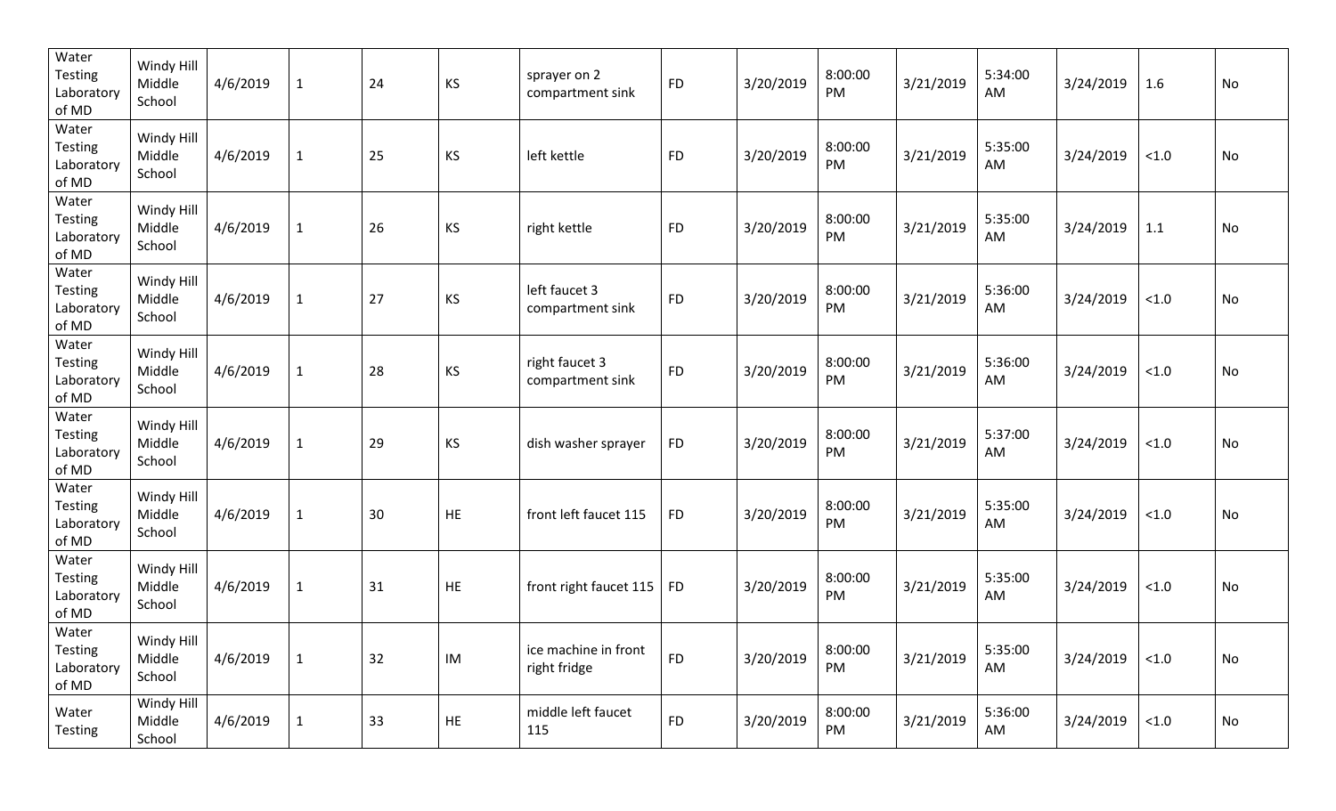| | | | | | | | | | | | | | | |
|---|---|---|---|---|---|---|---|---|---|---|---|---|---|---|
| Water Testing Laboratory of MD | Windy Hill Middle School | 4/6/2019 | 1 | 24 | KS | sprayer on 2 compartment sink | FD | 3/20/2019 | 8:00:00 PM | 3/21/2019 | 5:34:00 AM | 3/24/2019 | 1.6 | No |
| Water Testing Laboratory of MD | Windy Hill Middle School | 4/6/2019 | 1 | 25 | KS | left kettle | FD | 3/20/2019 | 8:00:00 PM | 3/21/2019 | 5:35:00 AM | 3/24/2019 | <1.0 | No |
| Water Testing Laboratory of MD | Windy Hill Middle School | 4/6/2019 | 1 | 26 | KS | right kettle | FD | 3/20/2019 | 8:00:00 PM | 3/21/2019 | 5:35:00 AM | 3/24/2019 | 1.1 | No |
| Water Testing Laboratory of MD | Windy Hill Middle School | 4/6/2019 | 1 | 27 | KS | left faucet 3 compartment sink | FD | 3/20/2019 | 8:00:00 PM | 3/21/2019 | 5:36:00 AM | 3/24/2019 | <1.0 | No |
| Water Testing Laboratory of MD | Windy Hill Middle School | 4/6/2019 | 1 | 28 | KS | right faucet 3 compartment sink | FD | 3/20/2019 | 8:00:00 PM | 3/21/2019 | 5:36:00 AM | 3/24/2019 | <1.0 | No |
| Water Testing Laboratory of MD | Windy Hill Middle School | 4/6/2019 | 1 | 29 | KS | dish washer sprayer | FD | 3/20/2019 | 8:00:00 PM | 3/21/2019 | 5:37:00 AM | 3/24/2019 | <1.0 | No |
| Water Testing Laboratory of MD | Windy Hill Middle School | 4/6/2019 | 1 | 30 | HE | front left faucet 115 | FD | 3/20/2019 | 8:00:00 PM | 3/21/2019 | 5:35:00 AM | 3/24/2019 | <1.0 | No |
| Water Testing Laboratory of MD | Windy Hill Middle School | 4/6/2019 | 1 | 31 | HE | front right faucet 115 | FD | 3/20/2019 | 8:00:00 PM | 3/21/2019 | 5:35:00 AM | 3/24/2019 | <1.0 | No |
| Water Testing Laboratory of MD | Windy Hill Middle School | 4/6/2019 | 1 | 32 | IM | ice machine in front right fridge | FD | 3/20/2019 | 8:00:00 PM | 3/21/2019 | 5:35:00 AM | 3/24/2019 | <1.0 | No |
| Water Testing | Windy Hill Middle School | 4/6/2019 | 1 | 33 | HE | middle left faucet 115 | FD | 3/20/2019 | 8:00:00 PM | 3/21/2019 | 5:36:00 AM | 3/24/2019 | <1.0 | No |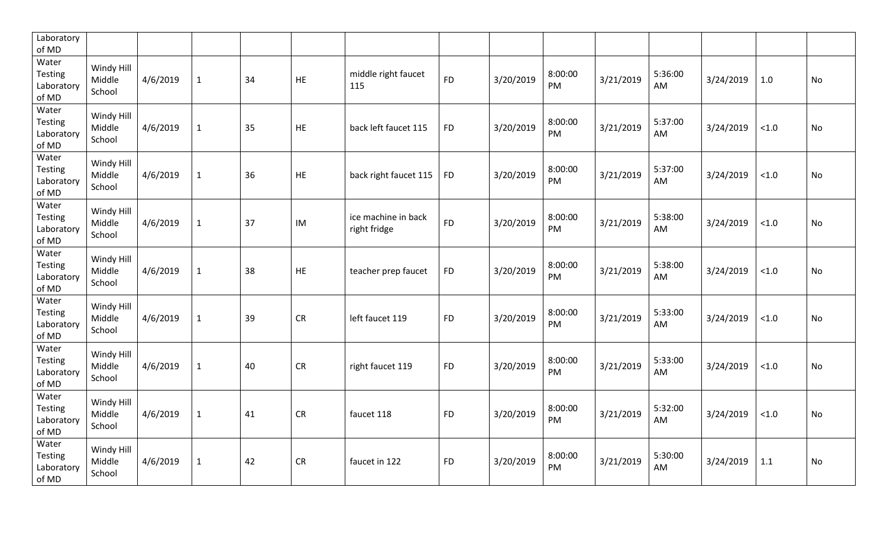| Laboratory of MD | | | | | | | | | | | | | | |
|---|---|---|---|---|---|---|---|---|---|---|---|---|---|---|
| Water Testing Laboratory of MD | Windy Hill Middle School | 4/6/2019 | 1 | 34 | HE | middle right faucet 115 | FD | 3/20/2019 | 8:00:00 PM | 3/21/2019 | 5:36:00 AM | 3/24/2019 | 1.0 | No |
| Water Testing Laboratory of MD | Windy Hill Middle School | 4/6/2019 | 1 | 35 | HE | back left faucet 115 | FD | 3/20/2019 | 8:00:00 PM | 3/21/2019 | 5:37:00 AM | 3/24/2019 | <1.0 | No |
| Water Testing Laboratory of MD | Windy Hill Middle School | 4/6/2019 | 1 | 36 | HE | back right faucet 115 | FD | 3/20/2019 | 8:00:00 PM | 3/21/2019 | 5:37:00 AM | 3/24/2019 | <1.0 | No |
| Water Testing Laboratory of MD | Windy Hill Middle School | 4/6/2019 | 1 | 37 | IM | ice machine in back right fridge | FD | 3/20/2019 | 8:00:00 PM | 3/21/2019 | 5:38:00 AM | 3/24/2019 | <1.0 | No |
| Water Testing Laboratory of MD | Windy Hill Middle School | 4/6/2019 | 1 | 38 | HE | teacher prep faucet | FD | 3/20/2019 | 8:00:00 PM | 3/21/2019 | 5:38:00 AM | 3/24/2019 | <1.0 | No |
| Water Testing Laboratory of MD | Windy Hill Middle School | 4/6/2019 | 1 | 39 | CR | left faucet 119 | FD | 3/20/2019 | 8:00:00 PM | 3/21/2019 | 5:33:00 AM | 3/24/2019 | <1.0 | No |
| Water Testing Laboratory of MD | Windy Hill Middle School | 4/6/2019 | 1 | 40 | CR | right faucet 119 | FD | 3/20/2019 | 8:00:00 PM | 3/21/2019 | 5:33:00 AM | 3/24/2019 | <1.0 | No |
| Water Testing Laboratory of MD | Windy Hill Middle School | 4/6/2019 | 1 | 41 | CR | faucet 118 | FD | 3/20/2019 | 8:00:00 PM | 3/21/2019 | 5:32:00 AM | 3/24/2019 | <1.0 | No |
| Water Testing Laboratory of MD | Windy Hill Middle School | 4/6/2019 | 1 | 42 | CR | faucet in 122 | FD | 3/20/2019 | 8:00:00 PM | 3/21/2019 | 5:30:00 AM | 3/24/2019 | 1.1 | No |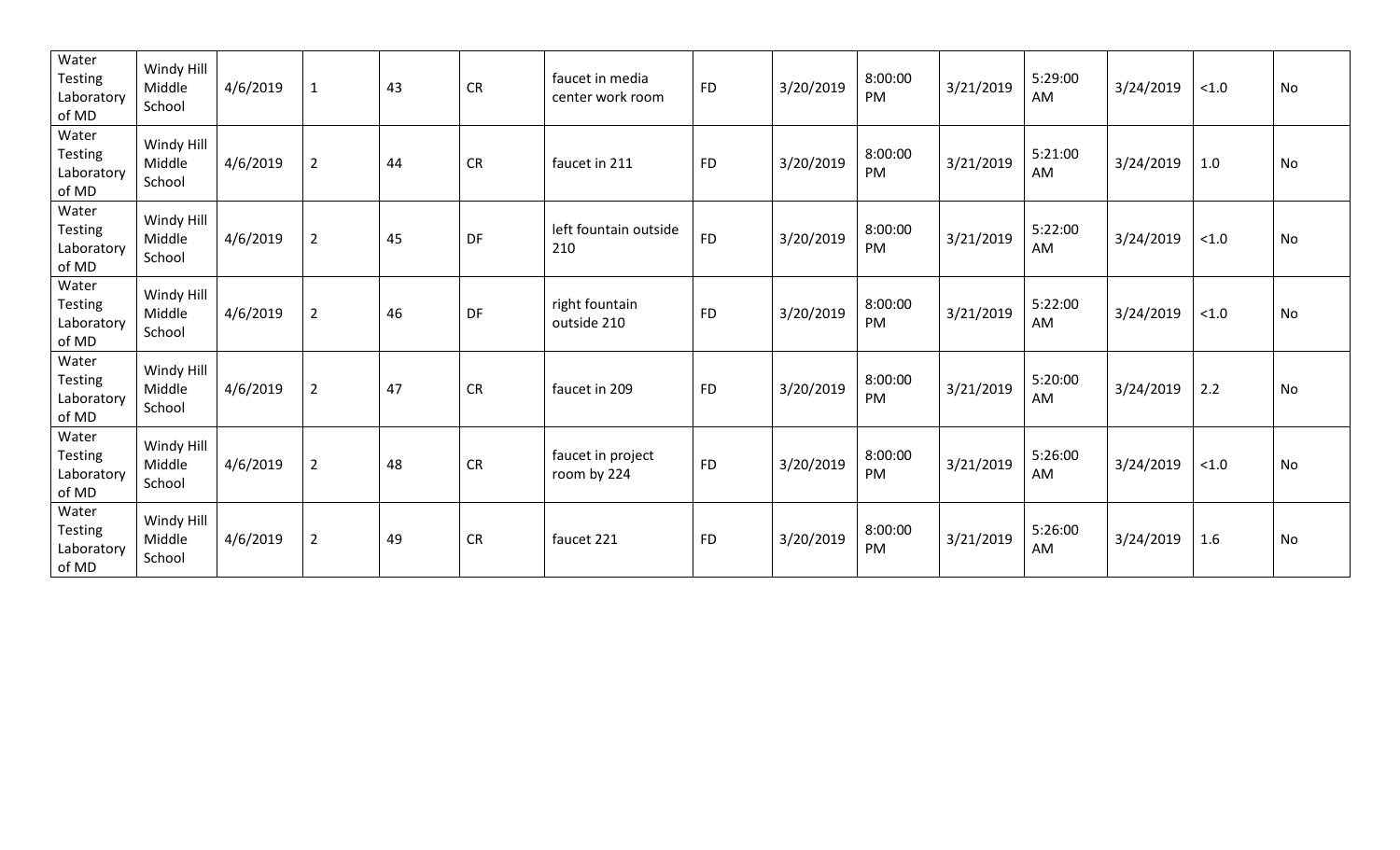| | | | | | | | | | | | | | | |
|---|---|---|---|---|---|---|---|---|---|---|---|---|---|---|
| Water Testing Laboratory of MD | Windy Hill Middle School | 4/6/2019 | 1 | 43 | CR | faucet in media center work room | FD | 3/20/2019 | 8:00:00 PM | 3/21/2019 | 5:29:00 AM | 3/24/2019 | <1.0 | No |
| Water Testing Laboratory of MD | Windy Hill Middle School | 4/6/2019 | 2 | 44 | CR | faucet in 211 | FD | 3/20/2019 | 8:00:00 PM | 3/21/2019 | 5:21:00 AM | 3/24/2019 | 1.0 | No |
| Water Testing Laboratory of MD | Windy Hill Middle School | 4/6/2019 | 2 | 45 | DF | left fountain outside 210 | FD | 3/20/2019 | 8:00:00 PM | 3/21/2019 | 5:22:00 AM | 3/24/2019 | <1.0 | No |
| Water Testing Laboratory of MD | Windy Hill Middle School | 4/6/2019 | 2 | 46 | DF | right fountain outside 210 | FD | 3/20/2019 | 8:00:00 PM | 3/21/2019 | 5:22:00 AM | 3/24/2019 | <1.0 | No |
| Water Testing Laboratory of MD | Windy Hill Middle School | 4/6/2019 | 2 | 47 | CR | faucet in 209 | FD | 3/20/2019 | 8:00:00 PM | 3/21/2019 | 5:20:00 AM | 3/24/2019 | 2.2 | No |
| Water Testing Laboratory of MD | Windy Hill Middle School | 4/6/2019 | 2 | 48 | CR | faucet in project room by 224 | FD | 3/20/2019 | 8:00:00 PM | 3/21/2019 | 5:26:00 AM | 3/24/2019 | <1.0 | No |
| Water Testing Laboratory of MD | Windy Hill Middle School | 4/6/2019 | 2 | 49 | CR | faucet 221 | FD | 3/20/2019 | 8:00:00 PM | 3/21/2019 | 5:26:00 AM | 3/24/2019 | 1.6 | No |